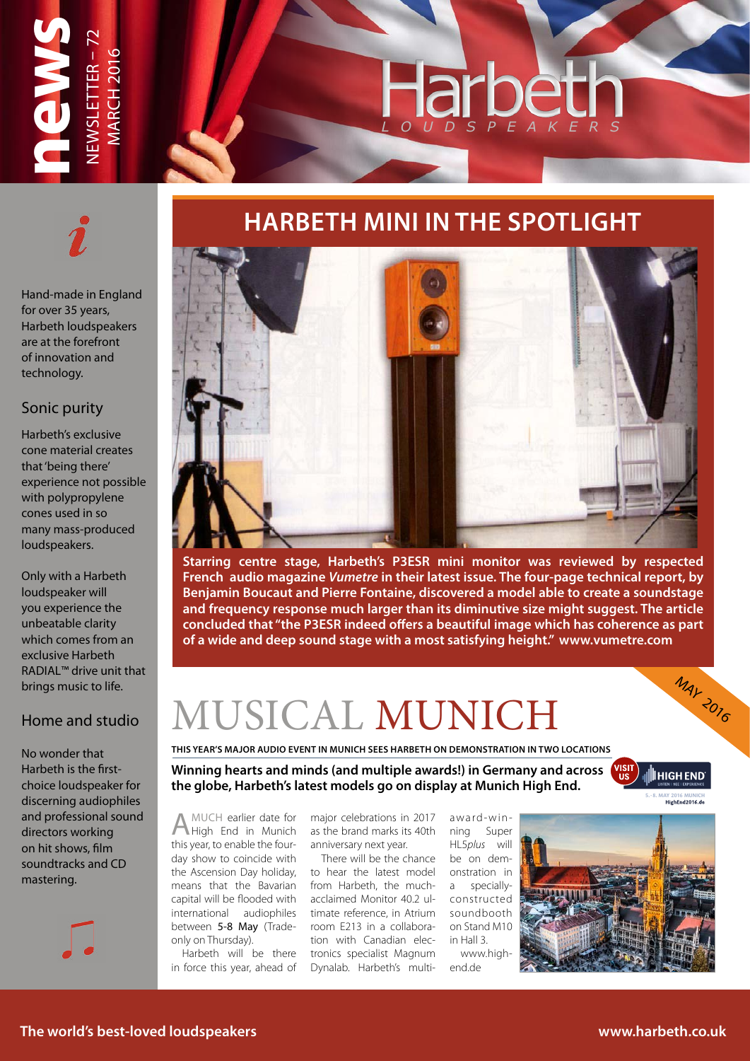# news

NEWSLETTER – 72
MARCH 2016

Harbeth
LOUDSPEAKERS

Hand-made in England for over 35 years, Harbeth loudspeakers are at the forefront of innovation and technology.

### Sonic purity

Harbeth's exclusive cone material creates that 'being there' experience not possible with polypropylene cones used in so many mass-produced loudspeakers.

Only with a Harbeth loudspeaker will you experience the unbeatable clarity which comes from an exclusive Harbeth RADIAL™ drive unit that brings music to life.

### Home and studio

No wonder that Harbeth is the first-choice loudspeaker for discerning audiophiles and professional sound directors working on hit shows, film soundtracks and CD mastering.

## HARBETH MINI IN THE SPOTLIGHT

**Starring centre stage, Harbeth's P3ESR mini monitor was reviewed by respected French audio magazine *Vumetre* in their latest issue. The four-page technical report, by Benjamin Boucaut and Pierre Fontaine, discovered a model able to create a soundstage and frequency response much larger than its diminutive size might suggest. The article concluded that "the P3ESR indeed offers a beautiful image which has coherence as part of a wide and deep sound stage with a most satisfying height." www.vumetre.com**

## MUSICAL MUNICH

MAY 2016

**THIS YEAR'S MAJOR AUDIO EVENT IN MUNICH SEES HARBETH ON DEMONSTRATION IN TWO LOCATIONS**

**Winning hearts and minds (and multiple awards!) in Germany and across the globe, Harbeth's latest models go on display at Munich High End.**

VISIT US — HIGH END — LISTEN | SEE | EXPERIENCE — 5.-8. MAY 2016 MUNICH — HighEnd2016.de

A MUCH earlier date for High End in Munich this year, to enable the four-day show to coincide with the Ascension Day holiday, means that the Bavarian capital will be flooded with international audiophiles between 5-8 May (Trade-only on Thursday).

Harbeth will be there in force this year, ahead of major celebrations in 2017 as the brand marks its 40th anniversary next year.

There will be the chance to hear the latest model from Harbeth, the much-acclaimed Monitor 40.2 ultimate reference, in Atrium room E213 in a collaboration with Canadian electronics specialist Magnum Dynalab. Harbeth's multi-award-winning Super HL5*plus* will be on demonstration in a specially-constructed soundbooth on Stand M10 in Hall 3.

www.high-end.de

**The world's best-loved loudspeakers** — **www.harbeth.co.uk**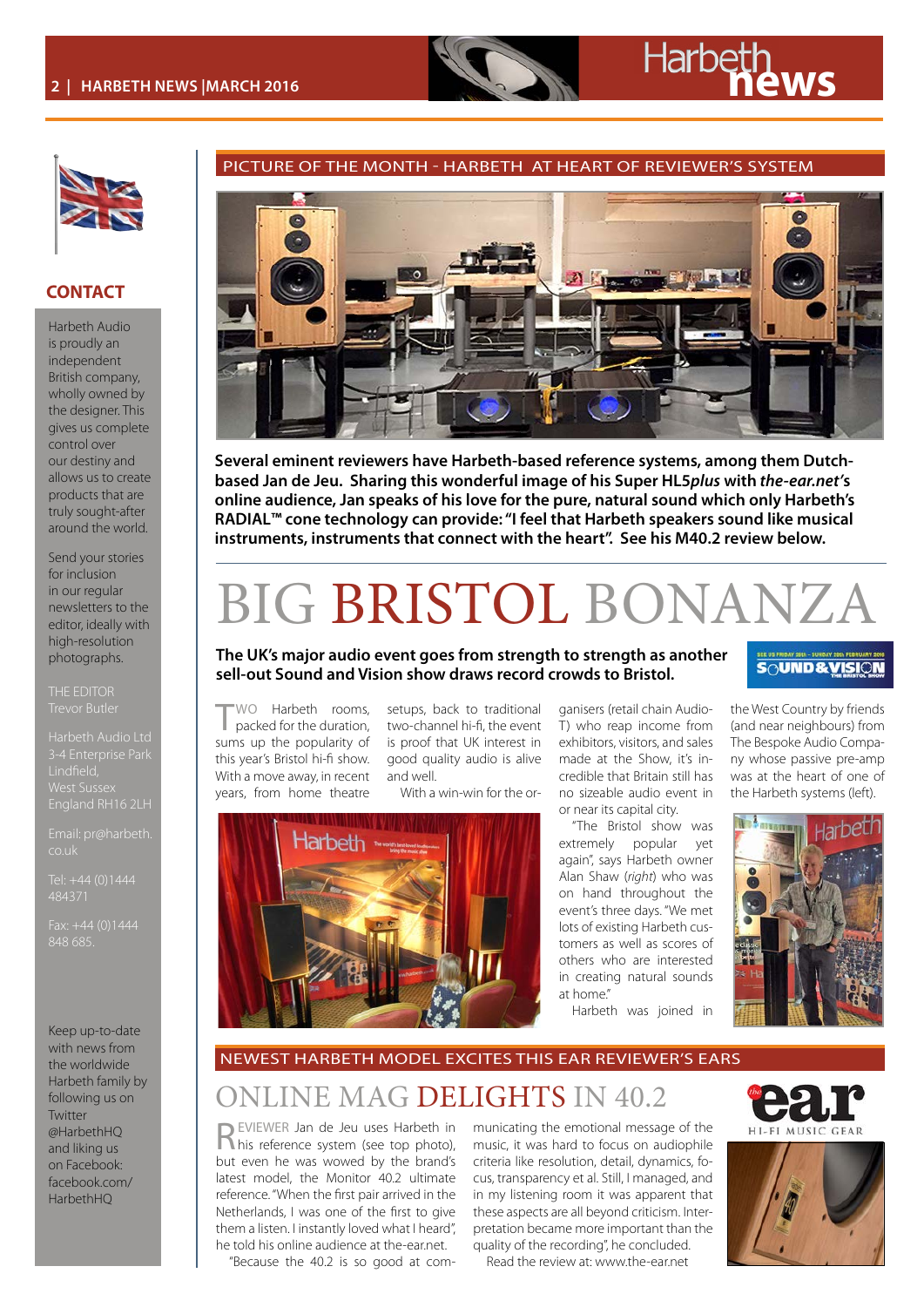## CONTACT

Harbeth Audio is proudly an independent British company, wholly owned by the designer. This gives us complete control over our destiny and allows us to create products that are truly sought-after around the world.

Send your stories for inclusion in our regular newsletters to the editor, ideally with high-resolution photographs.

THE EDITOR
Trevor Butler

Harbeth Audio Ltd
3-4 Enterprise Park
Lindfield,
West Sussex
England RH16 2LH

Email: pr@harbeth.co.uk

Tel: +44 (0)1444 484371

Fax: +44 (0)1444 848 685.

Keep up-to-date with news from the worldwide Harbeth family by following us on Twitter @HarbethHQ and liking us on Facebook: facebook.com/HarbethHQ

## PICTURE OF THE MONTH - HARBETH AT HEART OF REVIEWER'S SYSTEM

**Several eminent reviewers have Harbeth-based reference systems, among them Dutch-based Jan de Jeu. Sharing this wonderful image of his Super HL5*plus* with *the-ear.net's* online audience, Jan speaks of his love for the pure, natural sound which only Harbeth's RADIAL™ cone technology can provide: "I feel that Harbeth speakers sound like musical instruments, instruments that connect with the heart". See his M40.2 review below.**

# BIG BRISTOL BONANZA

**The UK's major audio event goes from strength to strength as another sell-out Sound and Vision show draws record crowds to Bristol.**

TWO Harbeth rooms, packed for the duration, sums up the popularity of this year's Bristol hi-fi show. With a move away, in recent years, from home theatre setups, back to traditional two-channel hi-fi, the event is proof that UK interest in good quality audio is alive and well.

With a win-win for the organisers (retail chain Audio-T) who reap income from exhibitors, visitors, and sales made at the Show, it's incredible that Britain still has no sizeable audio event in or near its capital city.

"The Bristol show was extremely popular yet again", says Harbeth owner Alan Shaw (*right*) who was on hand throughout the event's three days. "We met lots of existing Harbeth customers as well as scores of others who are interested in creating natural sounds at home."

Harbeth was joined in the West Country by friends (and near neighbours) from The Bespoke Audio Company whose passive pre-amp was at the heart of one of the Harbeth systems (left).

## NEWEST HARBETH MODEL EXCITES THIS EAR REVIEWER'S EARS

# ONLINE MAG DELIGHTS IN 40.2

REVIEWER Jan de Jeu uses Harbeth in his reference system (see top photo), but even he was wowed by the brand's latest model, the Monitor 40.2 ultimate reference. "When the first pair arrived in the Netherlands, I was one of the first to give them a listen. I instantly loved what I heard", he told his online audience at the-ear.net.

"Because the 40.2 is so good at communicating the emotional message of the music, it was hard to focus on audiophile criteria like resolution, detail, dynamics, focus, transparency et al. Still, I managed, and in my listening room it was apparent that these aspects are all beyond criticism. Interpretation became more important than the quality of the recording", he concluded.

Read the review at: www.the-ear.net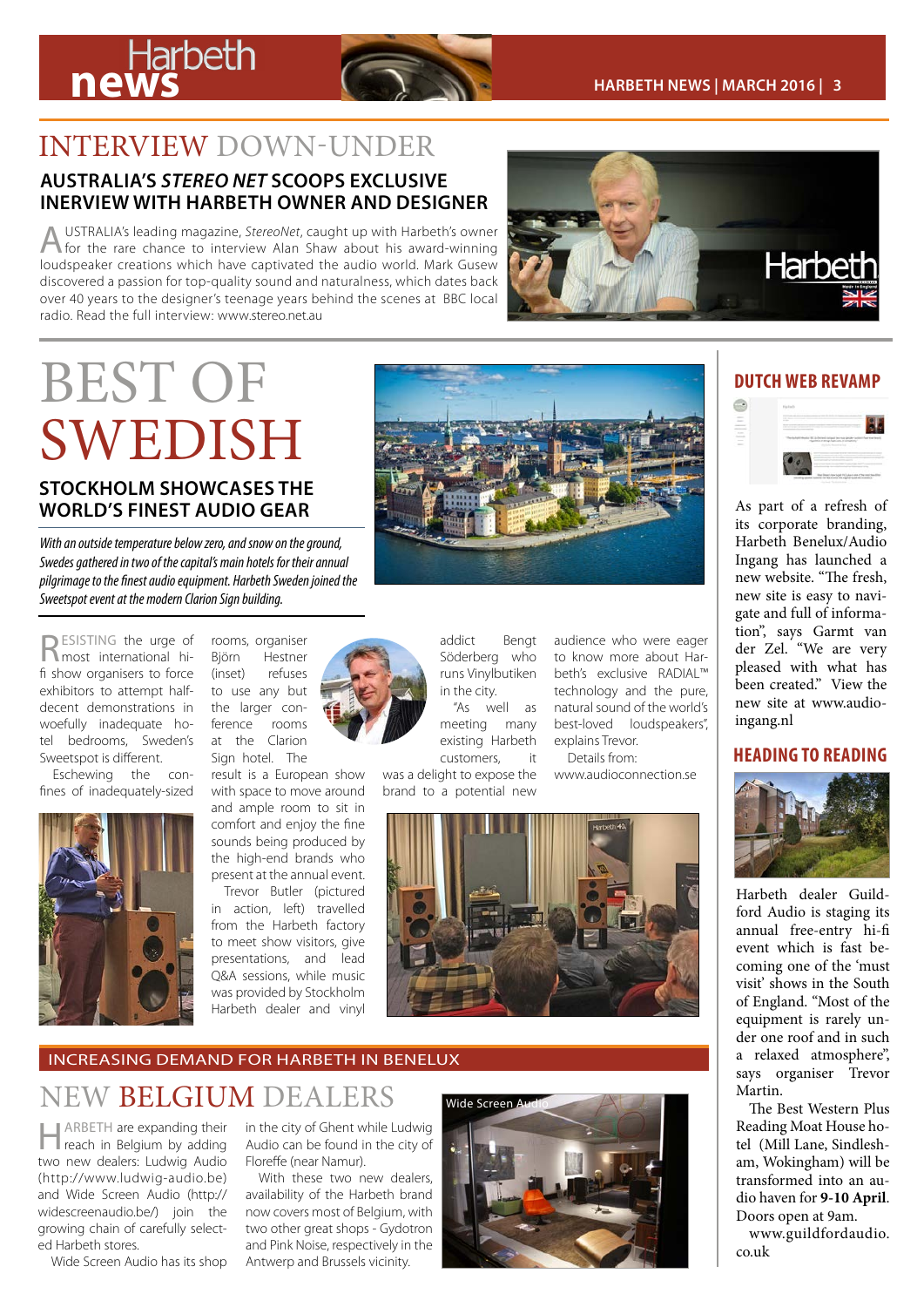# INTERVIEW DOWN-UNDER

## AUSTRALIA'S *STEREO NET* SCOOPS EXCLUSIVE INERVIEW WITH HARBETH OWNER AND DESIGNER

AUSTRALIA's leading magazine, *StereoNet*, caught up with Harbeth's owner for the rare chance to interview Alan Shaw about his award-winning loudspeaker creations which have captivated the audio world. Mark Gusew discovered a passion for top-quality sound and naturalness, which dates back over 40 years to the designer's teenage years behind the scenes at BBC local radio. Read the full interview: www.stereo.net.au

# BEST OF SWEDISH

## STOCKHOLM SHOWCASES THE WORLD'S FINEST AUDIO GEAR

*With an outside temperature below zero, and snow on the ground, Swedes gathered in two of the capital's main hotels for their annual pilgrimage to the finest audio equipment. Harbeth Sweden joined the Sweetspot event at the modern Clarion Sign building.*

RESISTING the urge of most international hi-fi show organisers to force exhibitors to attempt half-decent demonstrations in woefully inadequate hotel bedrooms, Sweden's Sweetspot is different.

Eschewing the confines of inadequately-sized rooms, organiser Björn Hestner (inset) refuses to use any but the larger conference rooms at the Clarion Sign hotel. The result is a European show with space to move around and ample room to sit in comfort and enjoy the fine sounds being produced by the high-end brands who present at the annual event.

Trevor Butler (pictured in action, left) travelled from the Harbeth factory to meet show visitors, give presentations, and lead Q&A sessions, while music was provided by Stockholm Harbeth dealer and vinyl addict Bengt Söderberg who runs Vinylbutiken in the city.

"As well as meeting many existing Harbeth customers, it was a delight to expose the brand to a potential new audience who were eager to know more about Harbeth's exclusive RADIAL™ technology and the pure, natural sound of the world's best-loved loudspeakers", explains Trevor.

Details from: www.audioconnection.se

## DUTCH WEB REVAMP

As part of a refresh of its corporate branding, Harbeth Benelux/Audio Ingang has launched a new website. "The fresh, new site is easy to navigate and full of information", says Garmt van der Zel. "We are very pleased with what has been created." View the new site at www.audio-ingang.nl

## HEADING TO READING

Harbeth dealer Guildford Audio is staging its annual free-entry hi-fi event which is fast becoming one of the 'must visit' shows in the South of England. "Most of the equipment is rarely under one roof and in such a relaxed atmosphere", says organiser Trevor Martin.

The Best Western Plus Reading Moat House hotel (Mill Lane, Sindlesham, Wokingham) will be transformed into an audio haven for **9-10 April**. Doors open at 9am.

www.guildfordaudio.co.uk

INCREASING DEMAND FOR HARBETH IN BENELUX

# NEW BELGIUM DEALERS

HARBETH are expanding their reach in Belgium by adding two new dealers: Ludwig Audio (http://www.ludwig-audio.be) and Wide Screen Audio (http://widescreenaudio.be/) join the growing chain of carefully selected Harbeth stores.

Wide Screen Audio has its shop in the city of Ghent while Ludwig Audio can be found in the city of Floreffe (near Namur).

With these two new dealers, availability of the Harbeth brand now covers most of Belgium, with two other great shops - Gydotron and Pink Noise, respectively in the Antwerp and Brussels vicinity.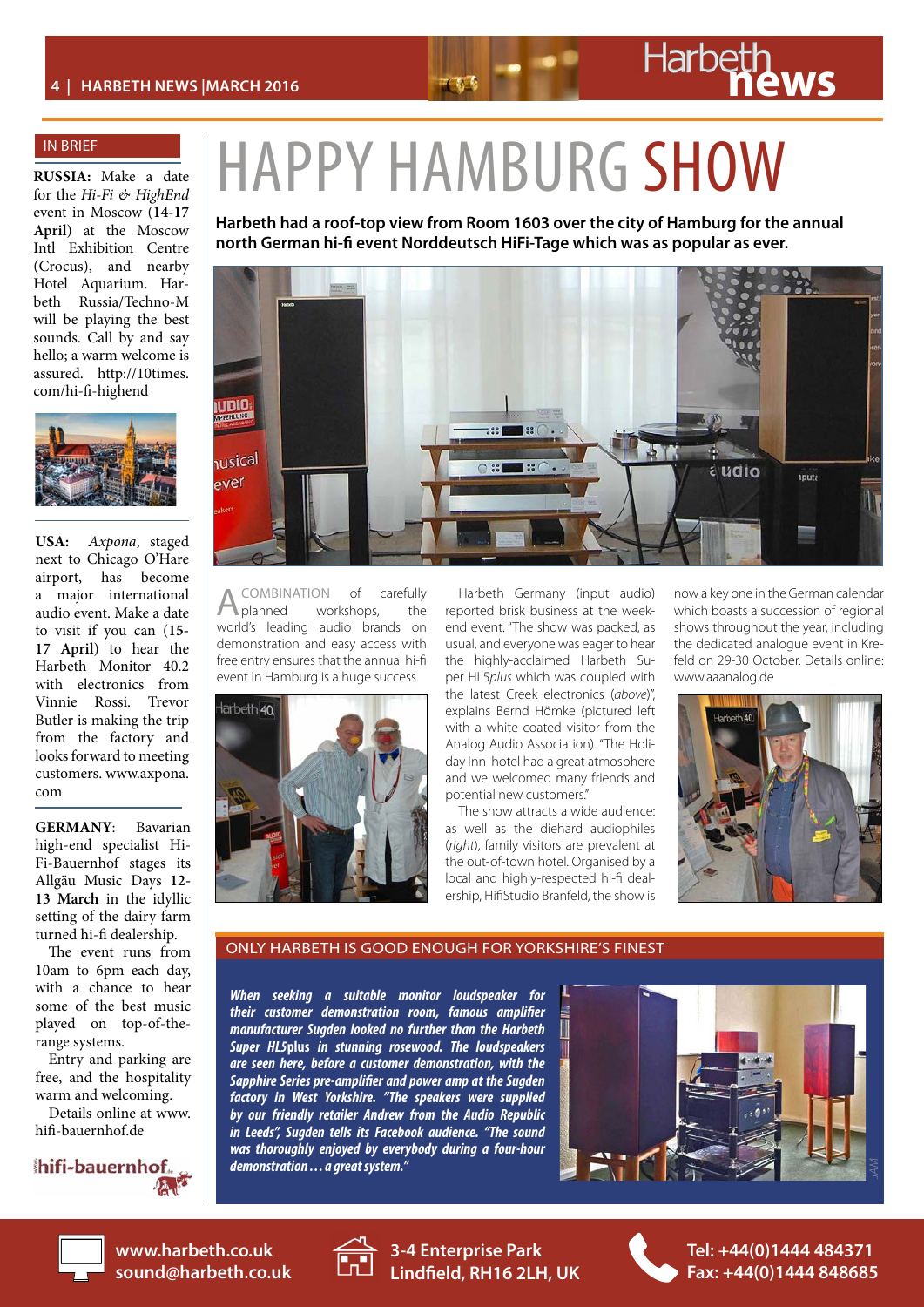## IN BRIEF

**RUSSIA:** Make a date for the *Hi-Fi & HighEnd* event in Moscow (**14-17 April**) at the Moscow Intl Exhibition Centre (Crocus), and nearby Hotel Aquarium. Harbeth Russia/Techno-M will be playing the best sounds. Call by and say hello; a warm welcome is assured. http://10times.com/hi-fi-highend

**USA:** *Axpona*, staged next to Chicago O'Hare airport, has become a major international audio event. Make a date to visit if you can (**15-17 April**) to hear the Harbeth Monitor 40.2 with electronics from Vinnie Rossi. Trevor Butler is making the trip from the factory and looks forward to meeting customers. www.axpona.com

**GERMANY**: Bavarian high-end specialist Hi-Fi-Bauernhof stages its Allgäu Music Days **12-13 March** in the idyllic setting of the dairy farm turned hi-fi dealership.

The event runs from 10am to 6pm each day, with a chance to hear some of the best music played on top-of-the-range systems.

Entry and parking are free, and the hospitality warm and welcoming.

Details online at www.hifi-bauernhof.de

# HAPPY HAMBURG SHOW

**Harbeth had a roof-top view from Room 1603 over the city of Hamburg for the annual north German hi-fi event Norddeutsch HiFi-Tage which was as popular as ever.**

A COMBINATION of carefully planned workshops, the world's leading audio brands on demonstration and easy access with free entry ensures that the annual hi-fi event in Hamburg is a huge success.

Harbeth Germany (input audio) reported brisk business at the weekend event. "The show was packed, as usual, and everyone was eager to hear the highly-acclaimed Harbeth Super HL5*plus* which was coupled with the latest Creek electronics (*above*)", explains Bernd Hömke (pictured left with a white-coated visitor from the Analog Audio Association). "The Holiday Inn hotel had a great atmosphere and we welcomed many friends and potential new customers."

The show attracts a wide audience: as well as the diehard audiophiles (*right*), family visitors are prevalent at the out-of-town hotel. Organised by a local and highly-respected hi-fi dealership, HifiStudio Branfeld, the show is now a key one in the German calendar which boasts a succession of regional shows throughout the year, including the dedicated analogue event in Krefeld on 29-30 October. Details online: www.aaanalog.de

## ONLY HARBETH IS GOOD ENOUGH FOR YORKSHIRE'S FINEST

***When seeking a suitable monitor loudspeaker for their customer demonstration room, famous amplifier manufacturer Sugden looked no further than the Harbeth Super HL5plus in stunning rosewood. The loudspeakers are seen here, before a customer demonstration, with the Sapphire Series pre-amplifier and power amp at the Sugden factory in West Yorkshire. "The speakers were supplied by our friendly retailer Andrew from the Audio Republic in Leeds", Sugden tells its Facebook audience. "The sound was thoroughly enjoyed by everybody during a four-hour demonstration… a great system."***

www.harbeth.co.uk
sound@harbeth.co.uk

3-4 Enterprise Park
Lindfield, RH16 2LH, UK

Tel: +44(0)1444 484371
Fax: +44(0)1444 848685